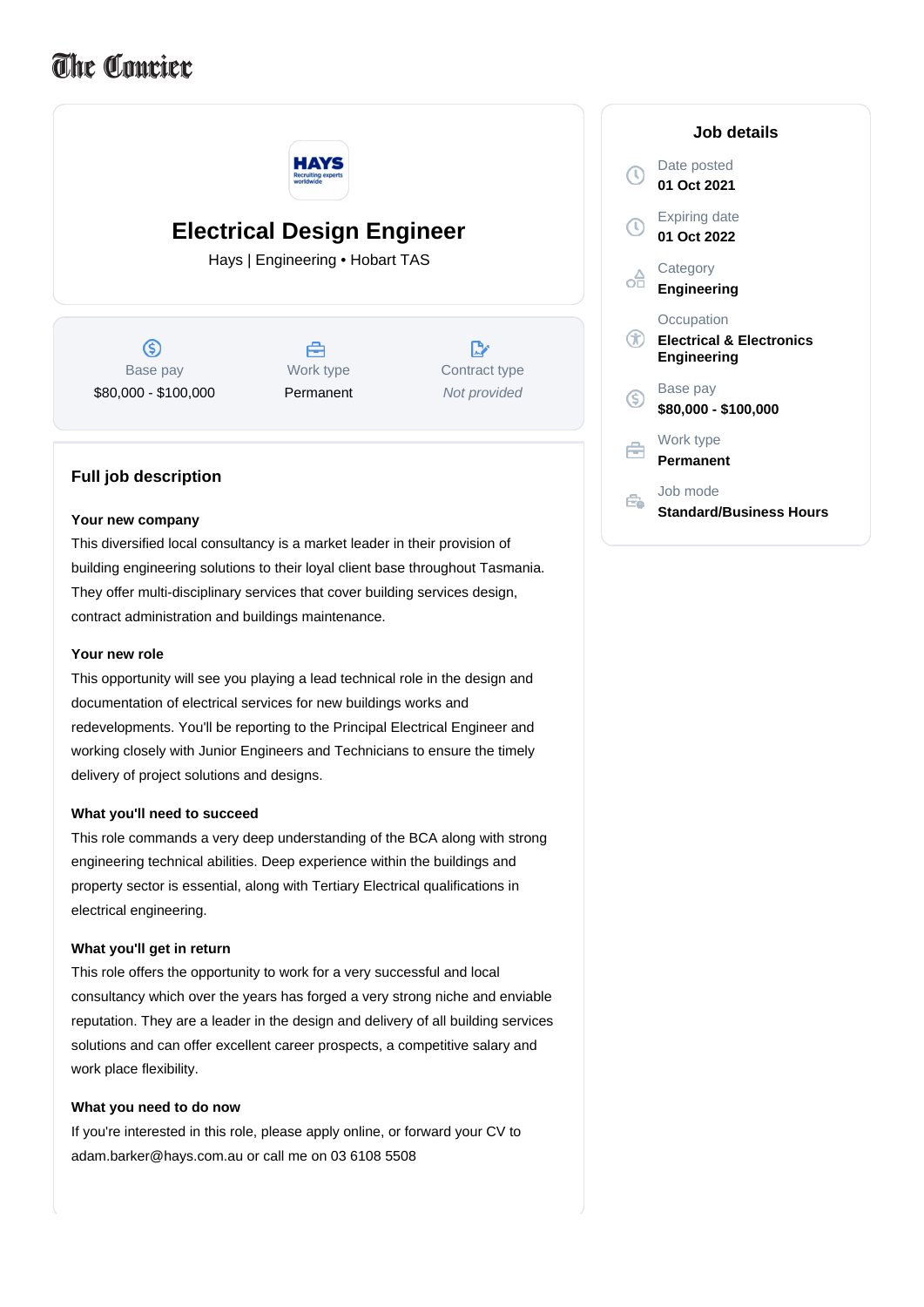The Courier

# Electrical Design Engineer

Hays | Engineering • Hobart TAS

| Base pay | Work type | Contract type |
|---|---|---|
| $80,000 - $100,000 | Permanent | *Not provided* |

## Full job description

**Your new company**

This diversified local consultancy is a market leader in their provision of building engineering solutions to their loyal client base throughout Tasmania. They offer multi-disciplinary services that cover building services design, contract administration and buildings maintenance.

**Your new role**

This opportunity will see you playing a lead technical role in the design and documentation of electrical services for new buildings works and redevelopments. You'll be reporting to the Principal Electrical Engineer and working closely with Junior Engineers and Technicians to ensure the timely delivery of project solutions and designs.

**What you'll need to succeed**

This role commands a very deep understanding of the BCA along with strong engineering technical abilities. Deep experience within the buildings and property sector is essential, along with Tertiary Electrical qualifications in electrical engineering.

**What you'll get in return**

This role offers the opportunity to work for a very successful and local consultancy which over the years has forged a very strong niche and enviable reputation. They are a leader in the design and delivery of all building services solutions and can offer excellent career prospects, a competitive salary and work place flexibility.

**What you need to do now**

If you're interested in this role, please apply online, or forward your CV to adam.barker@hays.com.au or call me on 03 6108 5508

## Job details

Date posted
**01 Oct 2021**

Expiring date
**01 Oct 2022**

Category
**Engineering**

Occupation
**Electrical & Electronics Engineering**

Base pay
**$80,000 - $100,000**

Work type
**Permanent**

Job mode
**Standard/Business Hours**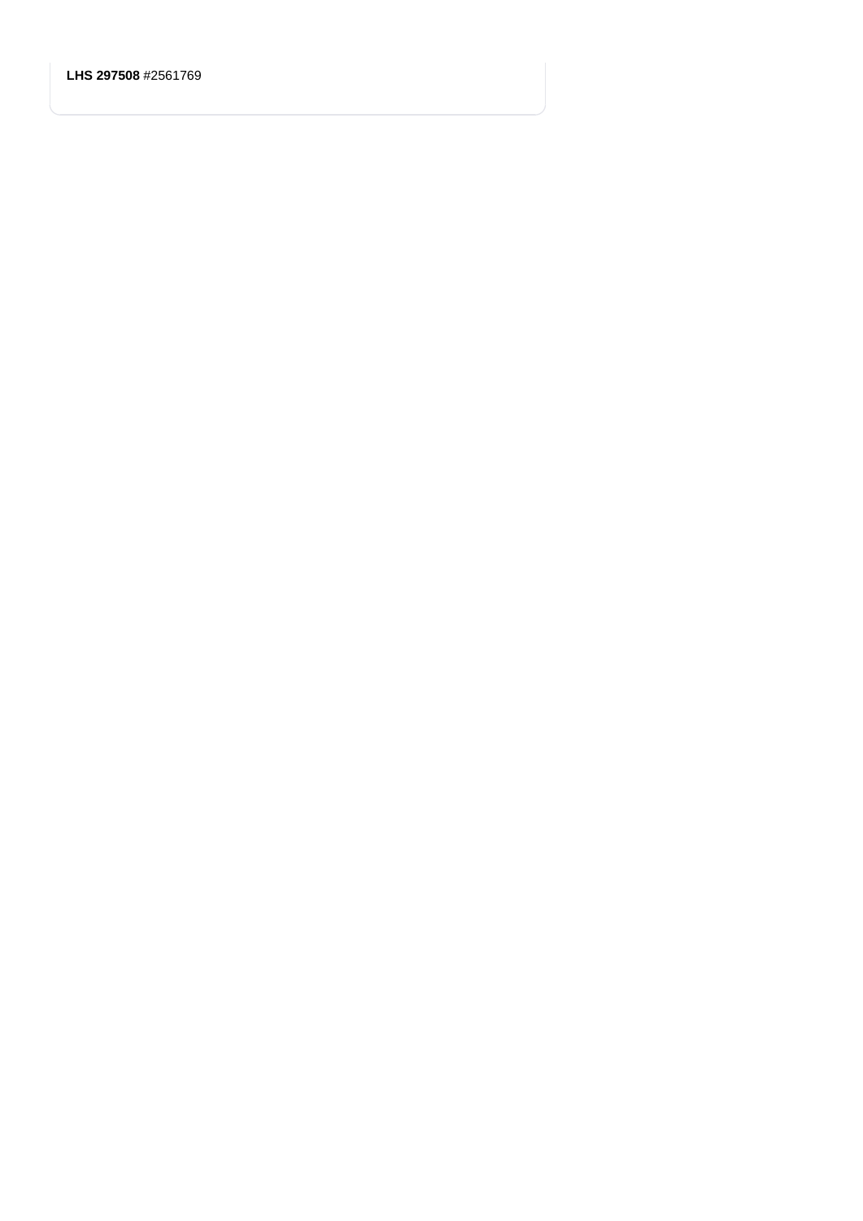**LHS 297508** #2561769